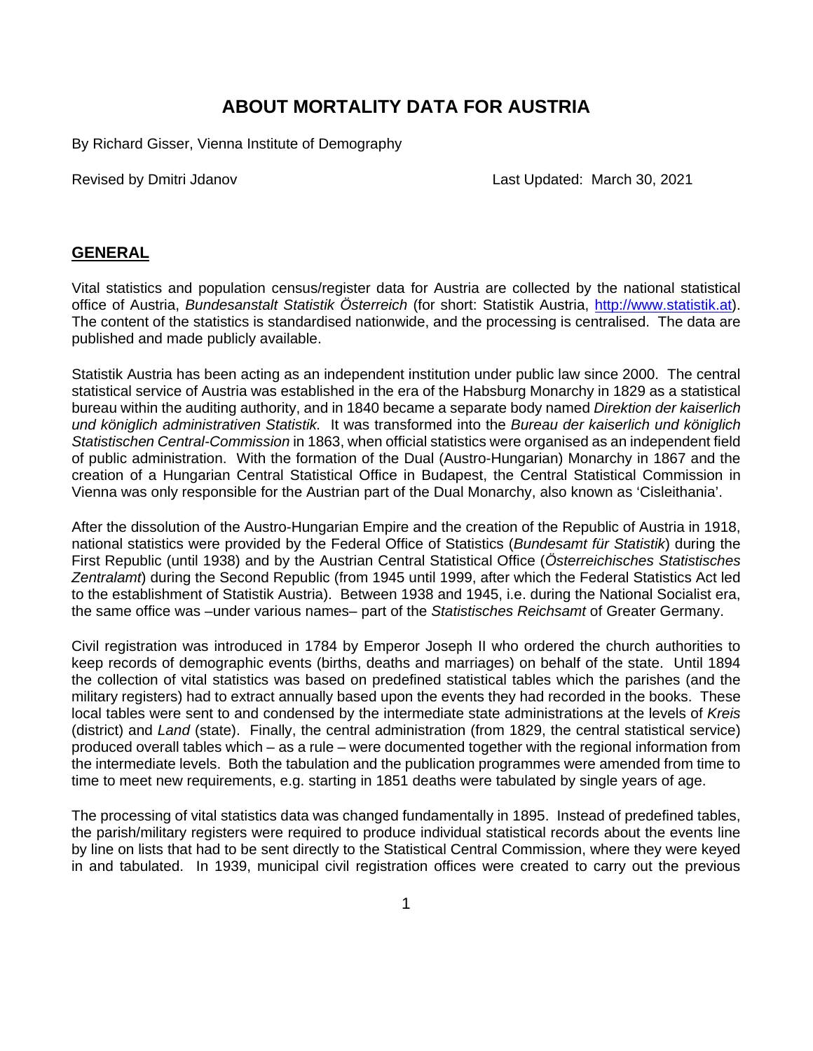# ABOUT MORTALITY DATA FOR AUSTRIA

By Richard Gisser, Vienna Institute of Demography

Revised by Dmitri Jdanov                                                    Last Updated: March 30, 2021

## GENERAL

Vital statistics and population census/register data for Austria are collected by the national statistical office of Austria, *Bundesanstalt Statistik Österreich* (for short: Statistik Austria, http://www.statistik.at). The content of the statistics is standardised nationwide, and the processing is centralised. The data are published and made publicly available.

Statistik Austria has been acting as an independent institution under public law since 2000. The central statistical service of Austria was established in the era of the Habsburg Monarchy in 1829 as a statistical bureau within the auditing authority, and in 1840 became a separate body named *Direktion der kaiserlich und königlich administrativen Statistik.* It was transformed into the *Bureau der kaiserlich und königlich Statistischen Central-Commission* in 1863, when official statistics were organised as an independent field of public administration. With the formation of the Dual (Austro-Hungarian) Monarchy in 1867 and the creation of a Hungarian Central Statistical Office in Budapest, the Central Statistical Commission in Vienna was only responsible for the Austrian part of the Dual Monarchy, also known as 'Cisleithania'.

After the dissolution of the Austro-Hungarian Empire and the creation of the Republic of Austria in 1918, national statistics were provided by the Federal Office of Statistics (*Bundesamt für Statistik*) during the First Republic (until 1938) and by the Austrian Central Statistical Office (*Österreichisches Statistisches Zentralamt*) during the Second Republic (from 1945 until 1999, after which the Federal Statistics Act led to the establishment of Statistik Austria). Between 1938 and 1945, i.e. during the National Socialist era, the same office was –under various names– part of the *Statistisches Reichsamt* of Greater Germany.

Civil registration was introduced in 1784 by Emperor Joseph II who ordered the church authorities to keep records of demographic events (births, deaths and marriages) on behalf of the state. Until 1894 the collection of vital statistics was based on predefined statistical tables which the parishes (and the military registers) had to extract annually based upon the events they had recorded in the books. These local tables were sent to and condensed by the intermediate state administrations at the levels of *Kreis* (district) and *Land* (state). Finally, the central administration (from 1829, the central statistical service) produced overall tables which – as a rule – were documented together with the regional information from the intermediate levels. Both the tabulation and the publication programmes were amended from time to time to meet new requirements, e.g. starting in 1851 deaths were tabulated by single years of age.

The processing of vital statistics data was changed fundamentally in 1895. Instead of predefined tables, the parish/military registers were required to produce individual statistical records about the events line by line on lists that had to be sent directly to the Statistical Central Commission, where they were keyed in and tabulated. In 1939, municipal civil registration offices were created to carry out the previous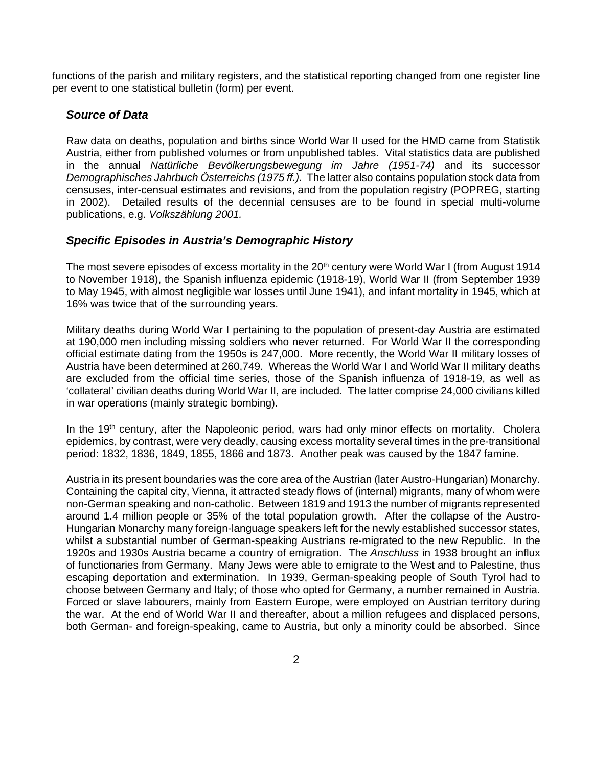functions of the parish and military registers, and the statistical reporting changed from one register line per event to one statistical bulletin (form) per event.

### *Source of Data*

Raw data on deaths, population and births since World War II used for the HMD came from Statistik Austria, either from published volumes or from unpublished tables. Vital statistics data are published in the annual *Natürliche Bevölkerungsbewegung im Jahre (1951-74)* and its successor *Demographisches Jahrbuch Österreichs (1975 ff.).* The latter also contains population stock data from censuses, inter-censual estimates and revisions, and from the population registry (POPREG, starting in 2002). Detailed results of the decennial censuses are to be found in special multi-volume publications, e.g. *Volkszählung 2001.*

### *Specific Episodes in Austria's Demographic History*

The most severe episodes of excess mortality in the 20th century were World War I (from August 1914 to November 1918), the Spanish influenza epidemic (1918-19), World War II (from September 1939 to May 1945, with almost negligible war losses until June 1941), and infant mortality in 1945, which at 16% was twice that of the surrounding years.

Military deaths during World War I pertaining to the population of present-day Austria are estimated at 190,000 men including missing soldiers who never returned. For World War II the corresponding official estimate dating from the 1950s is 247,000. More recently, the World War II military losses of Austria have been determined at 260,749. Whereas the World War I and World War II military deaths are excluded from the official time series, those of the Spanish influenza of 1918-19, as well as 'collateral' civilian deaths during World War II, are included. The latter comprise 24,000 civilians killed in war operations (mainly strategic bombing).

In the 19th century, after the Napoleonic period, wars had only minor effects on mortality. Cholera epidemics, by contrast, were very deadly, causing excess mortality several times in the pre-transitional period: 1832, 1836, 1849, 1855, 1866 and 1873. Another peak was caused by the 1847 famine.

Austria in its present boundaries was the core area of the Austrian (later Austro-Hungarian) Monarchy. Containing the capital city, Vienna, it attracted steady flows of (internal) migrants, many of whom were non-German speaking and non-catholic. Between 1819 and 1913 the number of migrants represented around 1.4 million people or 35% of the total population growth. After the collapse of the Austro-Hungarian Monarchy many foreign-language speakers left for the newly established successor states, whilst a substantial number of German-speaking Austrians re-migrated to the new Republic. In the 1920s and 1930s Austria became a country of emigration. The *Anschluss* in 1938 brought an influx of functionaries from Germany. Many Jews were able to emigrate to the West and to Palestine, thus escaping deportation and extermination. In 1939, German-speaking people of South Tyrol had to choose between Germany and Italy; of those who opted for Germany, a number remained in Austria. Forced or slave labourers, mainly from Eastern Europe, were employed on Austrian territory during the war. At the end of World War II and thereafter, about a million refugees and displaced persons, both German- and foreign-speaking, came to Austria, but only a minority could be absorbed. Since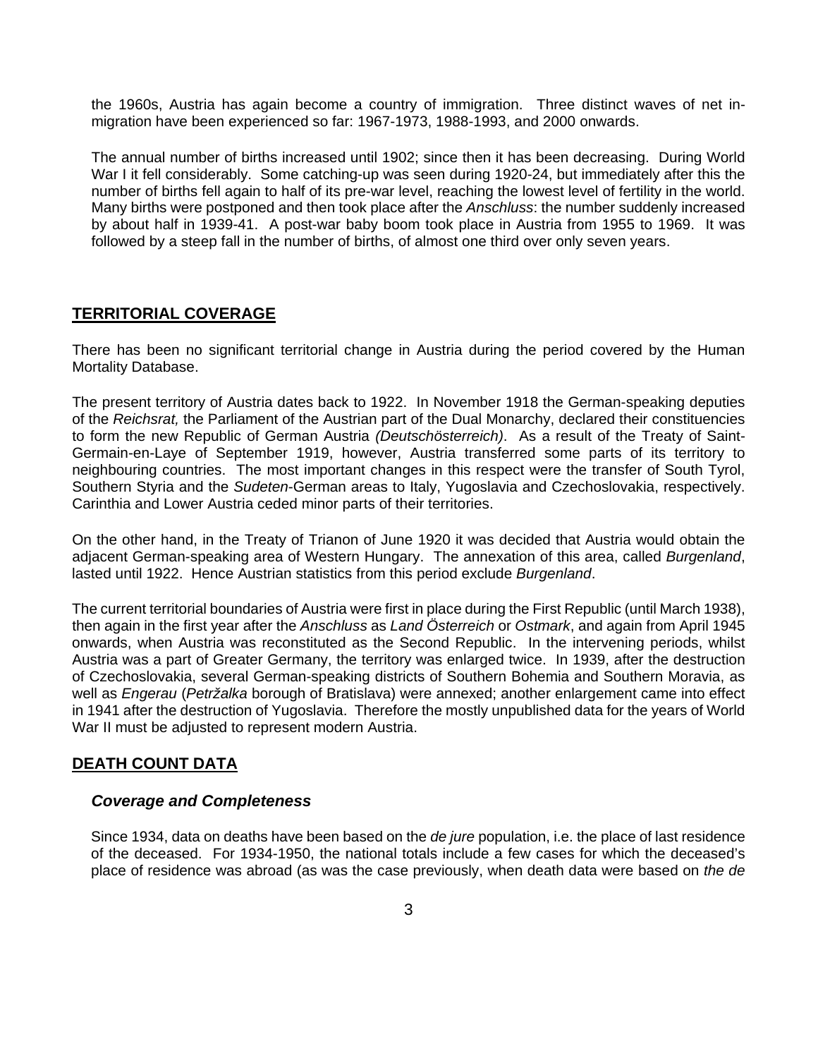the 1960s, Austria has again become a country of immigration. Three distinct waves of net in-migration have been experienced so far: 1967-1973, 1988-1993, and 2000 onwards.

The annual number of births increased until 1902; since then it has been decreasing. During World War I it fell considerably. Some catching-up was seen during 1920-24, but immediately after this the number of births fell again to half of its pre-war level, reaching the lowest level of fertility in the world. Many births were postponed and then took place after the *Anschluss*: the number suddenly increased by about half in 1939-41. A post-war baby boom took place in Austria from 1955 to 1969. It was followed by a steep fall in the number of births, of almost one third over only seven years.

## TERRITORIAL COVERAGE

There has been no significant territorial change in Austria during the period covered by the Human Mortality Database.

The present territory of Austria dates back to 1922. In November 1918 the German-speaking deputies of the *Reichsrat,* the Parliament of the Austrian part of the Dual Monarchy, declared their constituencies to form the new Republic of German Austria *(Deutschösterreich)*. As a result of the Treaty of Saint-Germain-en-Laye of September 1919, however, Austria transferred some parts of its territory to neighbouring countries. The most important changes in this respect were the transfer of South Tyrol, Southern Styria and the *Sudeten*-German areas to Italy, Yugoslavia and Czechoslovakia, respectively. Carinthia and Lower Austria ceded minor parts of their territories.

On the other hand, in the Treaty of Trianon of June 1920 it was decided that Austria would obtain the adjacent German-speaking area of Western Hungary. The annexation of this area, called *Burgenland*, lasted until 1922. Hence Austrian statistics from this period exclude *Burgenland*.

The current territorial boundaries of Austria were first in place during the First Republic (until March 1938), then again in the first year after the *Anschluss* as *Land Österreich* or *Ostmark*, and again from April 1945 onwards, when Austria was reconstituted as the Second Republic. In the intervening periods, whilst Austria was a part of Greater Germany, the territory was enlarged twice. In 1939, after the destruction of Czechoslovakia, several German-speaking districts of Southern Bohemia and Southern Moravia, as well as *Engerau* (*Petržalka* borough of Bratislava) were annexed; another enlargement came into effect in 1941 after the destruction of Yugoslavia. Therefore the mostly unpublished data for the years of World War II must be adjusted to represent modern Austria.

## DEATH COUNT DATA

### *Coverage and Completeness*

Since 1934, data on deaths have been based on the *de jure* population, i.e. the place of last residence of the deceased. For 1934-1950, the national totals include a few cases for which the deceased's place of residence was abroad (as was the case previously, when death data were based on *the de*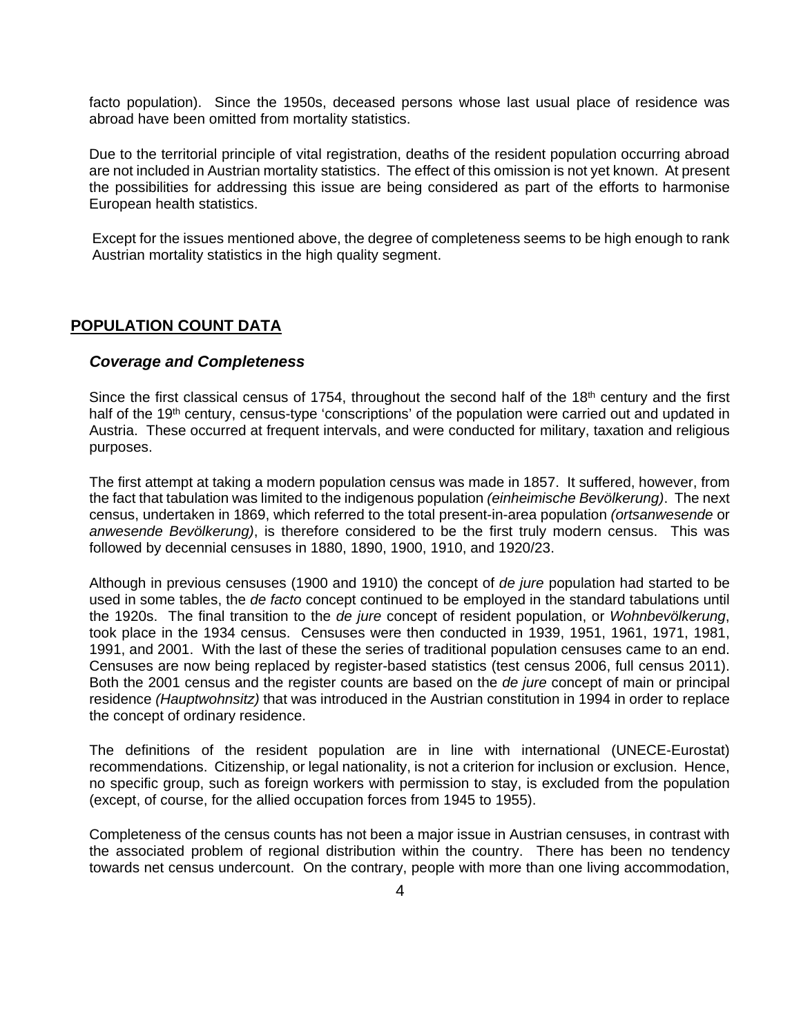facto population). Since the 1950s, deceased persons whose last usual place of residence was abroad have been omitted from mortality statistics.

Due to the territorial principle of vital registration, deaths of the resident population occurring abroad are not included in Austrian mortality statistics. The effect of this omission is not yet known. At present the possibilities for addressing this issue are being considered as part of the efforts to harmonise European health statistics.

Except for the issues mentioned above, the degree of completeness seems to be high enough to rank Austrian mortality statistics in the high quality segment.

## POPULATION COUNT DATA

### *Coverage and Completeness*

Since the first classical census of 1754, throughout the second half of the 18th century and the first half of the 19th century, census-type 'conscriptions' of the population were carried out and updated in Austria. These occurred at frequent intervals, and were conducted for military, taxation and religious purposes.

The first attempt at taking a modern population census was made in 1857. It suffered, however, from the fact that tabulation was limited to the indigenous population *(einheimische Bevölkerung)*. The next census, undertaken in 1869, which referred to the total present-in-area population *(ortsanwesende* or *anwesende Bevölkerung)*, is therefore considered to be the first truly modern census. This was followed by decennial censuses in 1880, 1890, 1900, 1910, and 1920/23.

Although in previous censuses (1900 and 1910) the concept of *de jure* population had started to be used in some tables, the *de facto* concept continued to be employed in the standard tabulations until the 1920s. The final transition to the *de jure* concept of resident population, or *Wohnbevölkerung*, took place in the 1934 census. Censuses were then conducted in 1939, 1951, 1961, 1971, 1981, 1991, and 2001. With the last of these the series of traditional population censuses came to an end. Censuses are now being replaced by register-based statistics (test census 2006, full census 2011). Both the 2001 census and the register counts are based on the *de jure* concept of main or principal residence *(Hauptwohnsitz)* that was introduced in the Austrian constitution in 1994 in order to replace the concept of ordinary residence.

The definitions of the resident population are in line with international (UNECE-Eurostat) recommendations. Citizenship, or legal nationality, is not a criterion for inclusion or exclusion. Hence, no specific group, such as foreign workers with permission to stay, is excluded from the population (except, of course, for the allied occupation forces from 1945 to 1955).

Completeness of the census counts has not been a major issue in Austrian censuses, in contrast with the associated problem of regional distribution within the country. There has been no tendency towards net census undercount. On the contrary, people with more than one living accommodation,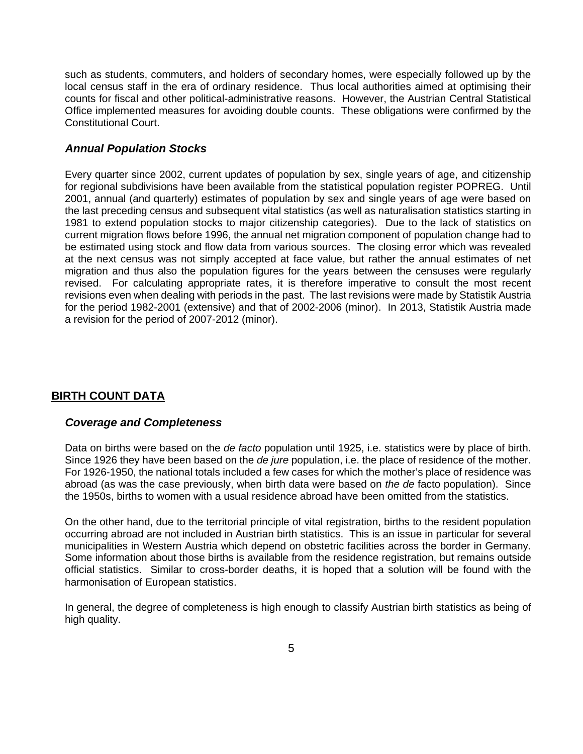such as students, commuters, and holders of secondary homes, were especially followed up by the local census staff in the era of ordinary residence. Thus local authorities aimed at optimising their counts for fiscal and other political-administrative reasons. However, the Austrian Central Statistical Office implemented measures for avoiding double counts. These obligations were confirmed by the Constitutional Court.

### *Annual Population Stocks*

Every quarter since 2002, current updates of population by sex, single years of age, and citizenship for regional subdivisions have been available from the statistical population register POPREG. Until 2001, annual (and quarterly) estimates of population by sex and single years of age were based on the last preceding census and subsequent vital statistics (as well as naturalisation statistics starting in 1981 to extend population stocks to major citizenship categories). Due to the lack of statistics on current migration flows before 1996, the annual net migration component of population change had to be estimated using stock and flow data from various sources. The closing error which was revealed at the next census was not simply accepted at face value, but rather the annual estimates of net migration and thus also the population figures for the years between the censuses were regularly revised. For calculating appropriate rates, it is therefore imperative to consult the most recent revisions even when dealing with periods in the past. The last revisions were made by Statistik Austria for the period 1982-2001 (extensive) and that of 2002-2006 (minor). In 2013, Statistik Austria made a revision for the period of 2007-2012 (minor).

## **BIRTH COUNT DATA**

### *Coverage and Completeness*

Data on births were based on the *de facto* population until 1925, i.e. statistics were by place of birth. Since 1926 they have been based on the *de jure* population, i.e. the place of residence of the mother. For 1926-1950, the national totals included a few cases for which the mother's place of residence was abroad (as was the case previously, when birth data were based on *the de* facto population). Since the 1950s, births to women with a usual residence abroad have been omitted from the statistics.

On the other hand, due to the territorial principle of vital registration, births to the resident population occurring abroad are not included in Austrian birth statistics. This is an issue in particular for several municipalities in Western Austria which depend on obstetric facilities across the border in Germany. Some information about those births is available from the residence registration, but remains outside official statistics. Similar to cross-border deaths, it is hoped that a solution will be found with the harmonisation of European statistics.

In general, the degree of completeness is high enough to classify Austrian birth statistics as being of high quality.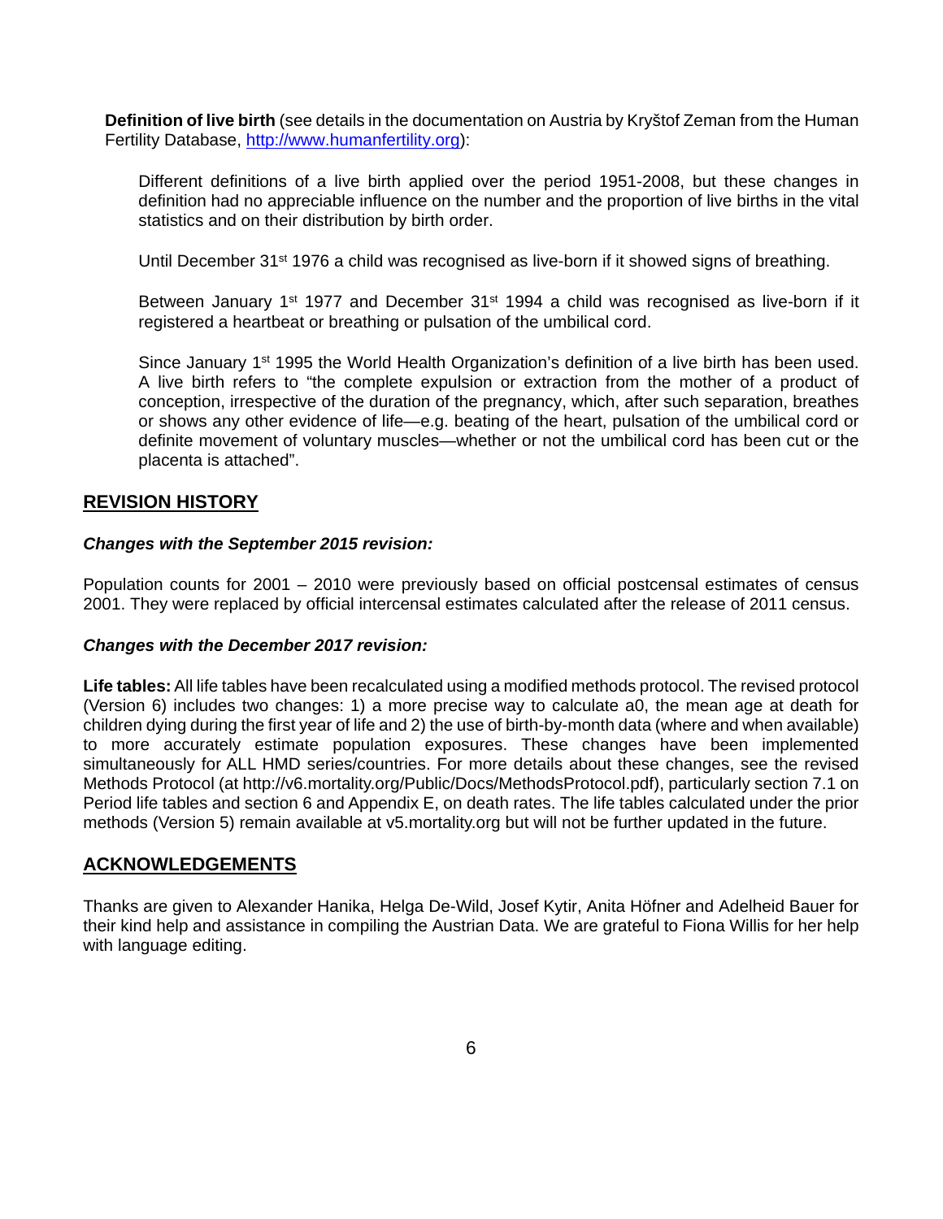**Definition of live birth** (see details in the documentation on Austria by Kryštof Zeman from the Human Fertility Database, [http://www.humanfertility.org](http://www.humanfertility.org)):

> Different definitions of a live birth applied over the period 1951-2008, but these changes in definition had no appreciable influence on the number and the proportion of live births in the vital statistics and on their distribution by birth order.
>
> Until December 31st 1976 a child was recognised as live-born if it showed signs of breathing.
>
> Between January 1st 1977 and December 31st 1994 a child was recognised as live-born if it registered a heartbeat or breathing or pulsation of the umbilical cord.
>
> Since January 1st 1995 the World Health Organization's definition of a live birth has been used. A live birth refers to "the complete expulsion or extraction from the mother of a product of conception, irrespective of the duration of the pregnancy, which, after such separation, breathes or shows any other evidence of life—e.g. beating of the heart, pulsation of the umbilical cord or definite movement of voluntary muscles—whether or not the umbilical cord has been cut or the placenta is attached".

## REVISION HISTORY

### *Changes with the September 2015 revision:*

Population counts for 2001 – 2010 were previously based on official postcensal estimates of census 2001. They were replaced by official intercensal estimates calculated after the release of 2011 census.

### *Changes with the December 2017 revision:*

**Life tables:** All life tables have been recalculated using a modified methods protocol. The revised protocol (Version 6) includes two changes: 1) a more precise way to calculate a0, the mean age at death for children dying during the first year of life and 2) the use of birth-by-month data (where and when available) to more accurately estimate population exposures. These changes have been implemented simultaneously for ALL HMD series/countries. For more details about these changes, see the revised Methods Protocol (at http://v6.mortality.org/Public/Docs/MethodsProtocol.pdf), particularly section 7.1 on Period life tables and section 6 and Appendix E, on death rates. The life tables calculated under the prior methods (Version 5) remain available at v5.mortality.org but will not be further updated in the future.

## ACKNOWLEDGEMENTS

Thanks are given to Alexander Hanika, Helga De-Wild, Josef Kytir, Anita Höfner and Adelheid Bauer for their kind help and assistance in compiling the Austrian Data. We are grateful to Fiona Willis for her help with language editing.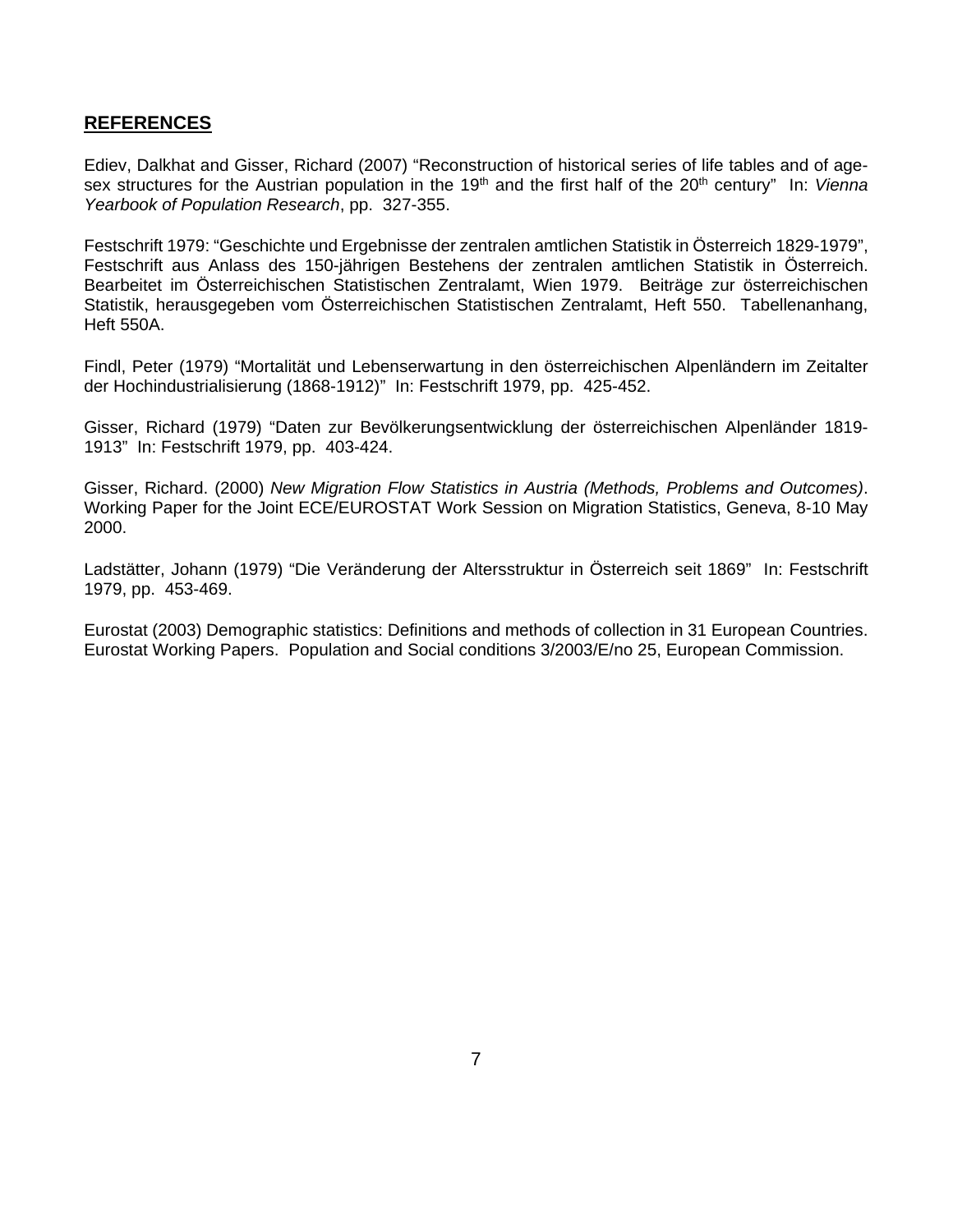## REFERENCES

Ediev, Dalkhat and Gisser, Richard (2007) "Reconstruction of historical series of life tables and of age-sex structures for the Austrian population in the 19th and the first half of the 20th century" In: *Vienna Yearbook of Population Research*, pp. 327-355.

Festschrift 1979: "Geschichte und Ergebnisse der zentralen amtlichen Statistik in Österreich 1829-1979", Festschrift aus Anlass des 150-jährigen Bestehens der zentralen amtlichen Statistik in Österreich. Bearbeitet im Österreichischen Statistischen Zentralamt, Wien 1979. Beiträge zur österreichischen Statistik, herausgegeben vom Österreichischen Statistischen Zentralamt, Heft 550. Tabellenanhang, Heft 550A.

Findl, Peter (1979) "Mortalität und Lebenserwartung in den österreichischen Alpenländern im Zeitalter der Hochindustrialisierung (1868-1912)" In: Festschrift 1979, pp. 425-452.

Gisser, Richard (1979) "Daten zur Bevölkerungsentwicklung der österreichischen Alpenländer 1819-1913" In: Festschrift 1979, pp. 403-424.

Gisser, Richard. (2000) *New Migration Flow Statistics in Austria (Methods, Problems and Outcomes)*. Working Paper for the Joint ECE/EUROSTAT Work Session on Migration Statistics, Geneva, 8-10 May 2000.

Ladstätter, Johann (1979) "Die Veränderung der Altersstruktur in Österreich seit 1869" In: Festschrift 1979, pp. 453-469.

Eurostat (2003) Demographic statistics: Definitions and methods of collection in 31 European Countries. Eurostat Working Papers. Population and Social conditions 3/2003/E/no 25, European Commission.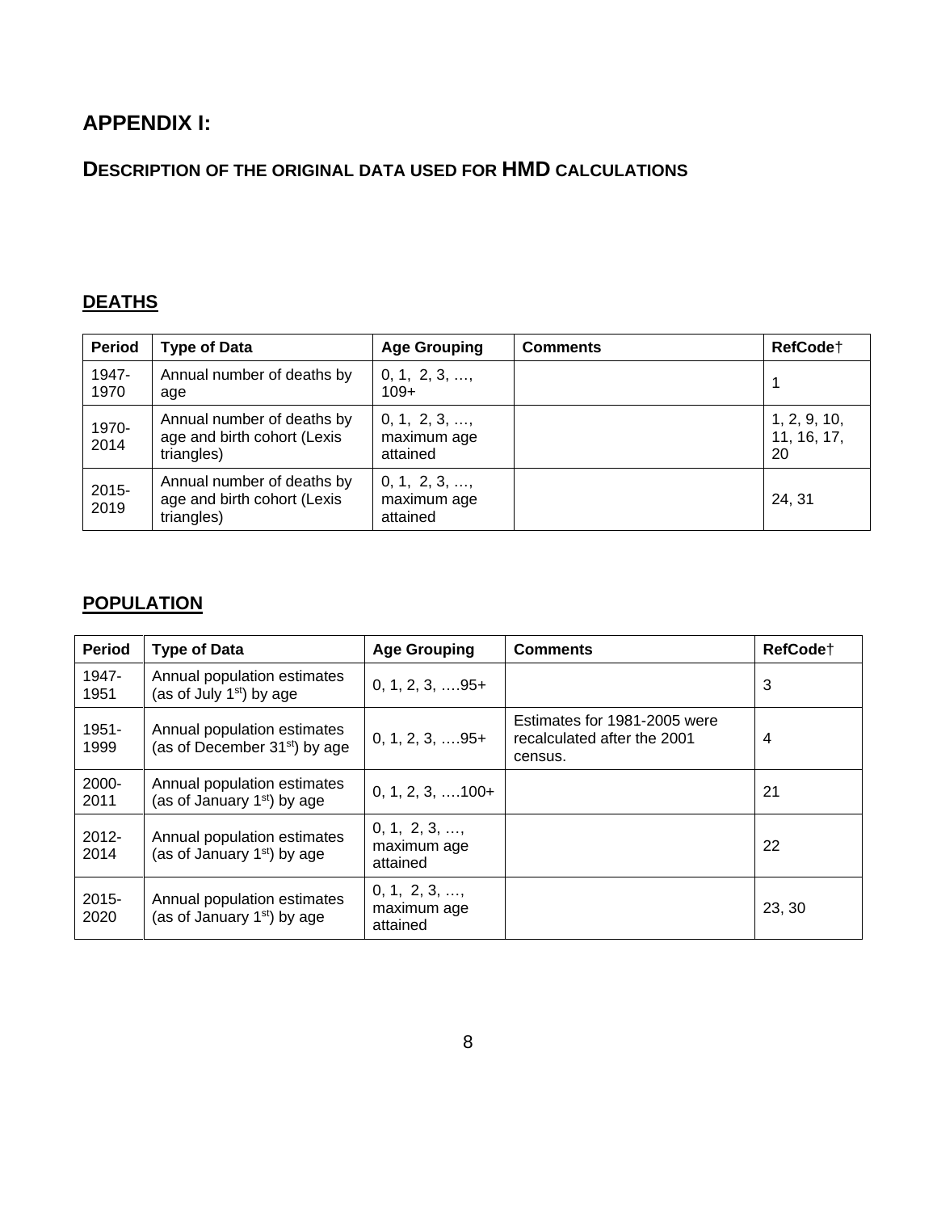# APPENDIX I:

## DESCRIPTION OF THE ORIGINAL DATA USED FOR HMD CALCULATIONS

### DEATHS

| Period | Type of Data | Age Grouping | Comments | RefCode† |
|---|---|---|---|---|
| 1947-1970 | Annual number of deaths by age | 0, 1, 2, 3, …, 109+ | | 1 |
| 1970-2014 | Annual number of deaths by age and birth cohort (Lexis triangles) | 0, 1, 2, 3, …, maximum age attained | | 1, 2, 9, 10, 11, 16, 17, 20 |
| 2015-2019 | Annual number of deaths by age and birth cohort (Lexis triangles) | 0, 1, 2, 3, …, maximum age attained | | 24, 31 |

### POPULATION

| Period | Type of Data | Age Grouping | Comments | RefCode† |
|---|---|---|---|---|
| 1947-1951 | Annual population estimates (as of July 1st) by age | 0, 1, 2, 3, ….95+ | | 3 |
| 1951-1999 | Annual population estimates (as of December 31st) by age | 0, 1, 2, 3, ….95+ | Estimates for 1981-2005 were recalculated after the 2001 census. | 4 |
| 2000-2011 | Annual population estimates (as of January 1st) by age | 0, 1, 2, 3, ….100+ | | 21 |
| 2012-2014 | Annual population estimates (as of January 1st) by age | 0, 1, 2, 3, …, maximum age attained | | 22 |
| 2015-2020 | Annual population estimates (as of January 1st) by age | 0, 1, 2, 3, …, maximum age attained | | 23, 30 |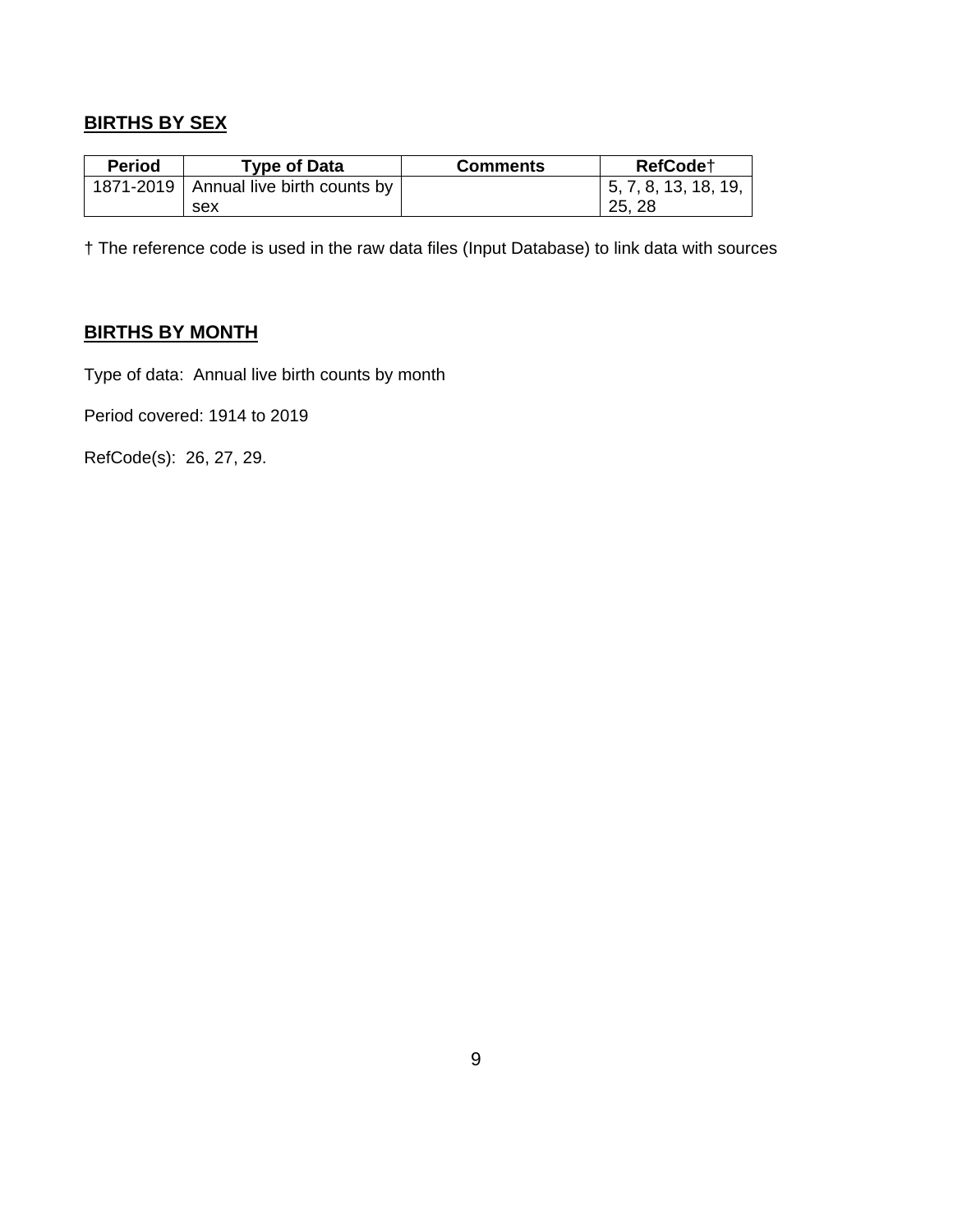## BIRTHS BY SEX

| Period | Type of Data | Comments | RefCode† |
|---|---|---|---|
| 1871-2019 | Annual live birth counts by sex | | 5, 7, 8, 13, 18, 19, 25, 28 |

† The reference code is used in the raw data files (Input Database) to link data with sources

## BIRTHS BY MONTH

Type of data: Annual live birth counts by month

Period covered: 1914 to 2019

RefCode(s): 26, 27, 29.